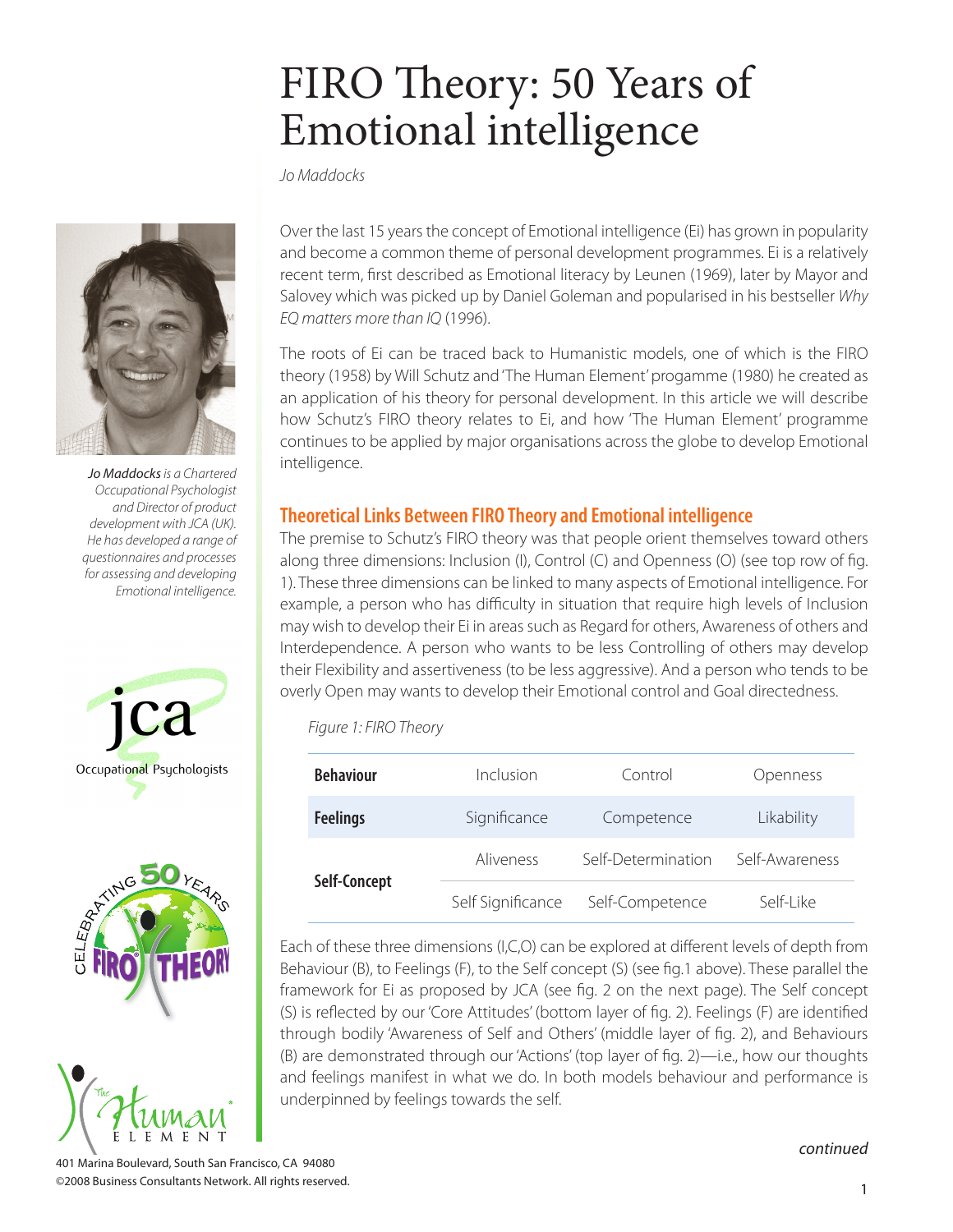# FIRO Theory: 50 Years of Emotional intelligence

*Jo Maddocks*

*Jo Maddocks is a Chartered Occupational Psychologist and Director of product development with JCA (UK). He has developed a range of questionnaires and processes for assessing and developing Emotional intelligence.*

Over the last 15 years the concept of Emotional intelligence (Ei) has grown in popularity and become a common theme of personal development programmes. Ei is a relatively recent term, first described as Emotional literacy by Leunen (1969), later by Mayor and Salovey which was picked up by Daniel Goleman and popularised in his bestseller *Why EQ matters more than IQ* (1996).

The roots of Ei can be traced back to Humanistic models, one of which is the FIRO theory (1958) by Will Schutz and 'The Human Element' progamme (1980) he created as an application of his theory for personal development. In this article we will describe how Schutz's FIRO theory relates to Ei, and how 'The Human Element' programme continues to be applied by major organisations across the globe to develop Emotional intelligence.

## Theoretical Links Between FIRO Theory and Emotional intelligence

The premise to Schutz's FIRO theory was that people orient themselves toward others along three dimensions: Inclusion (I), Control (C) and Openness (O) (see top row of fig. 1). These three dimensions can be linked to many aspects of Emotional intelligence. For example, a person who has difficulty in situation that require high levels of Inclusion may wish to develop their Ei in areas such as Regard for others, Awareness of others and Interdependence. A person who wants to be less Controlling of others may develop their Flexibility and assertiveness (to be less aggressive). And a person who tends to be overly Open may wants to develop their Emotional control and Goal directedness.

*Figure 1: FIRO Theory*

| **Behaviour** | Inclusion | Control | Openness |
|---|---|---|---|
| **Feelings** | Significance | Competence | Likability |
| **Self-Concept** | Aliveness | Self-Determination | Self-Awareness |
| | Self Significance | Self-Competence | Self-Like |

Each of these three dimensions (I,C,O) can be explored at different levels of depth from Behaviour (B), to Feelings (F), to the Self concept (S) (see fig.1 above). These parallel the framework for Ei as proposed by JCA (see fig. 2 on the next page). The Self concept (S) is reflected by our 'Core Attitudes' (bottom layer of fig. 2). Feelings (F) are identified through bodily 'Awareness of Self and Others' (middle layer of fig. 2), and Behaviours (B) are demonstrated through our 'Actions' (top layer of fig. 2)—i.e., how our thoughts and feelings manifest in what we do. In both models behaviour and performance is underpinned by feelings towards the self.

*continued*

401 Marina Boulevard, South San Francisco, CA 94080
©2008 Business Consultants Network. All rights reserved.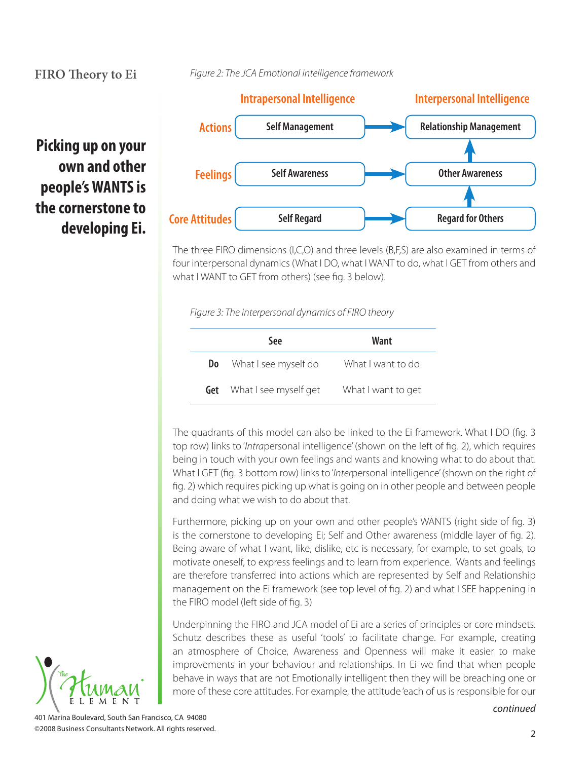FIRO Theory to Ei

**Picking up on your own and other people's WANTS is the cornerstone to developing Ei.**

*Figure 2: The JCA Emotional intelligence framework*

| | Intrapersonal Intelligence | | Interpersonal Intelligence |
|---|---|---|---|
| Actions | Self Management | → | Relationship Management |
| Feelings | Self Awareness | → | Other Awareness |
| Core Attitudes | Self Regard | → | Regard for Others |

The three FIRO dimensions (I,C,O) and three levels (B,F,S) are also examined in terms of four interpersonal dynamics (What I DO, what I WANT to do, what I GET from others and what I WANT to GET from others) (see fig. 3 below).

*Figure 3: The interpersonal dynamics of FIRO theory*

| | See | Want |
|---|---|---|
| **Do** | What I see myself do | What I want to do |
| **Get** | What I see myself get | What I want to get |

The quadrants of this model can also be linked to the Ei framework. What I DO (fig. 3 top row) links to '*Intra*personal intelligence' (shown on the left of fig. 2), which requires being in touch with your own feelings and wants and knowing what to do about that. What I GET (fig. 3 bottom row) links to '*Inter*personal intelligence' (shown on the right of fig. 2) which requires picking up what is going on in other people and between people and doing what we wish to do about that.

Furthermore, picking up on your own and other people's WANTS (right side of fig. 3) is the cornerstone to developing Ei; Self and Other awareness (middle layer of fig. 2). Being aware of what I want, like, dislike, etc is necessary, for example, to set goals, to motivate oneself, to express feelings and to learn from experience. Wants and feelings are therefore transferred into actions which are represented by Self and Relationship management on the Ei framework (see top level of fig. 2) and what I SEE happening in the FIRO model (left side of fig. 3)

Underpinning the FIRO and JCA model of Ei are a series of principles or core mindsets. Schutz describes these as useful 'tools' to facilitate change. For example, creating an atmosphere of Choice, Awareness and Openness will make it easier to make improvements in your behaviour and relationships. In Ei we find that when people behave in ways that are not Emotionally intelligent then they will be breaching one or more of these core attitudes. For example, the attitude 'each of us is responsible for our

*continued*

401 Marina Boulevard, South San Francisco, CA 94080
©2008 Business Consultants Network. All rights reserved.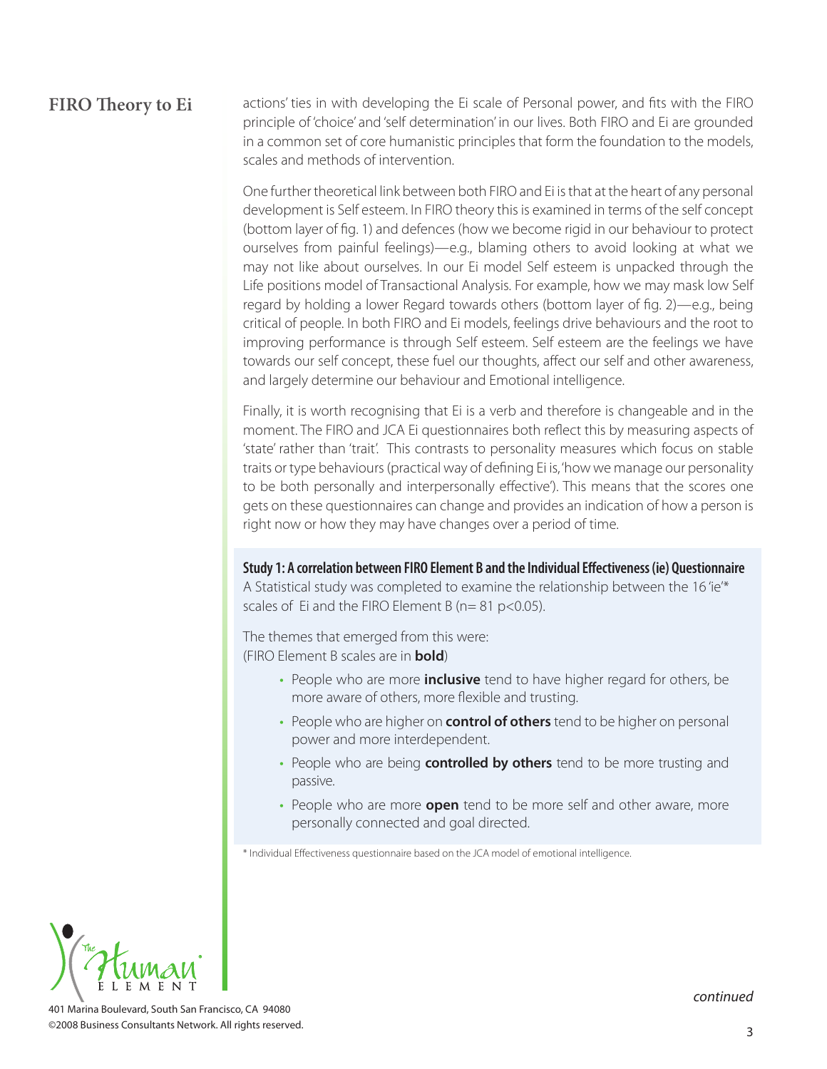## FIRO Theory to Ei

actions' ties in with developing the Ei scale of Personal power, and fits with the FIRO principle of 'choice' and 'self determination' in our lives. Both FIRO and Ei are grounded in a common set of core humanistic principles that form the foundation to the models, scales and methods of intervention.

One further theoretical link between both FIRO and Ei is that at the heart of any personal development is Self esteem. In FIRO theory this is examined in terms of the self concept (bottom layer of fig. 1) and defences (how we become rigid in our behaviour to protect ourselves from painful feelings)—e.g., blaming others to avoid looking at what we may not like about ourselves. In our Ei model Self esteem is unpacked through the Life positions model of Transactional Analysis. For example, how we may mask low Self regard by holding a lower Regard towards others (bottom layer of fig. 2)—e.g., being critical of people. In both FIRO and Ei models, feelings drive behaviours and the root to improving performance is through Self esteem. Self esteem are the feelings we have towards our self concept, these fuel our thoughts, affect our self and other awareness, and largely determine our behaviour and Emotional intelligence.

Finally, it is worth recognising that Ei is a verb and therefore is changeable and in the moment. The FIRO and JCA Ei questionnaires both reflect this by measuring aspects of 'state' rather than 'trait'. This contrasts to personality measures which focus on stable traits or type behaviours (practical way of defining Ei is, 'how we manage our personality to be both personally and interpersonally effective'). This means that the scores one gets on these questionnaires can change and provides an indication of how a person is right now or how they may have changes over a period of time.

**Study 1: A correlation between FIRO Element B and the Individual Effectiveness (ie) Questionnaire**

A Statistical study was completed to examine the relationship between the 16 'ie'* scales of Ei and the FIRO Element B (n= 81 $p<0.05$).

The themes that emerged from this were:
(FIRO Element B scales are in **bold**)

- People who are more **inclusive** tend to have higher regard for others, be more aware of others, more flexible and trusting.
- People who are higher on **control of others** tend to be higher on personal power and more interdependent.
- People who are being **controlled by others** tend to be more trusting and passive.
- People who are more **open** tend to be more self and other aware, more personally connected and goal directed.

\* Individual Effectiveness questionnaire based on the JCA model of emotional intelligence.

*continued*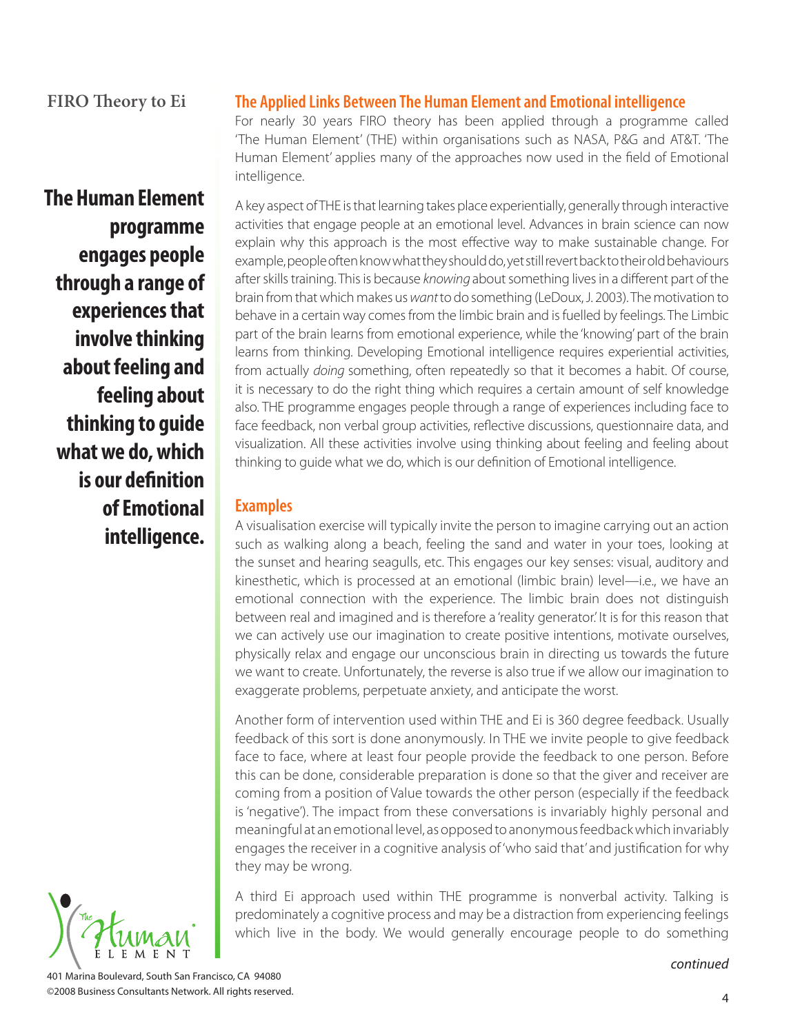FIRO Theory to Ei

**The Human Element programme engages people through a range of experiences that involve thinking about feeling and feeling about thinking to guide what we do, which is our definition of Emotional intelligence.**

## The Applied Links Between The Human Element and Emotional intelligence

For nearly 30 years FIRO theory has been applied through a programme called 'The Human Element' (THE) within organisations such as NASA, P&G and AT&T. 'The Human Element' applies many of the approaches now used in the field of Emotional intelligence.

A key aspect of THE is that learning takes place experientially, generally through interactive activities that engage people at an emotional level. Advances in brain science can now explain why this approach is the most effective way to make sustainable change. For example, people often know what they should do, yet still revert back to their old behaviours after skills training. This is because *knowing* about something lives in a different part of the brain from that which makes us *want* to do something (LeDoux, J. 2003). The motivation to behave in a certain way comes from the limbic brain and is fuelled by feelings. The Limbic part of the brain learns from emotional experience, while the 'knowing' part of the brain learns from thinking. Developing Emotional intelligence requires experiential activities, from actually *doing* something, often repeatedly so that it becomes a habit. Of course, it is necessary to do the right thing which requires a certain amount of self knowledge also. THE programme engages people through a range of experiences including face to face feedback, non verbal group activities, reflective discussions, questionnaire data, and visualization. All these activities involve using thinking about feeling and feeling about thinking to guide what we do, which is our definition of Emotional intelligence.

## Examples

A visualisation exercise will typically invite the person to imagine carrying out an action such as walking along a beach, feeling the sand and water in your toes, looking at the sunset and hearing seagulls, etc. This engages our key senses: visual, auditory and kinesthetic, which is processed at an emotional (limbic brain) level—i.e., we have an emotional connection with the experience. The limbic brain does not distinguish between real and imagined and is therefore a 'reality generator.' It is for this reason that we can actively use our imagination to create positive intentions, motivate ourselves, physically relax and engage our unconscious brain in directing us towards the future we want to create. Unfortunately, the reverse is also true if we allow our imagination to exaggerate problems, perpetuate anxiety, and anticipate the worst.

Another form of intervention used within THE and Ei is 360 degree feedback. Usually feedback of this sort is done anonymously. In THE we invite people to give feedback face to face, where at least four people provide the feedback to one person. Before this can be done, considerable preparation is done so that the giver and receiver are coming from a position of Value towards the other person (especially if the feedback is 'negative'). The impact from these conversations is invariably highly personal and meaningful at an emotional level, as opposed to anonymous feedback which invariably engages the receiver in a cognitive analysis of 'who said that' and justification for why they may be wrong.

A third Ei approach used within THE programme is nonverbal activity. Talking is predominately a cognitive process and may be a distraction from experiencing feelings which live in the body. We would generally encourage people to do something

*continued*

401 Marina Boulevard, South San Francisco, CA 94080
©2008 Business Consultants Network. All rights reserved.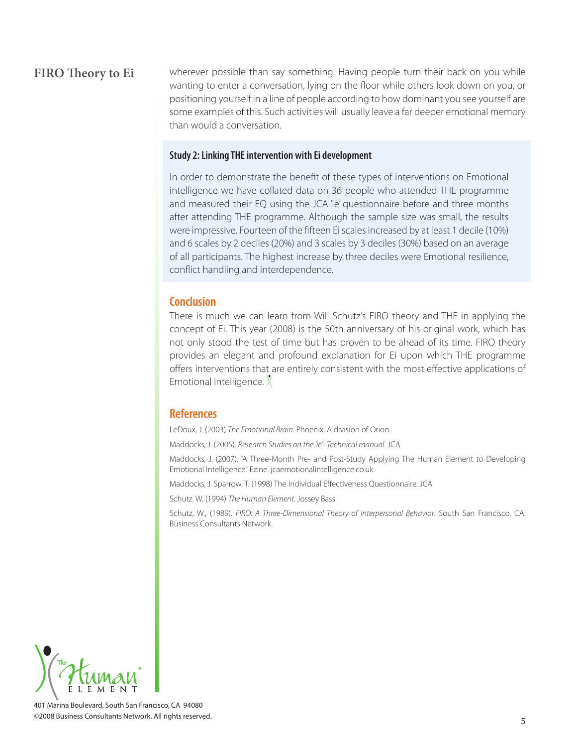wherever possible than say something. Having people turn their back on you while wanting to enter a conversation, lying on the floor while others look down on you, or positioning yourself in a line of people according to how dominant you see yourself are some examples of this. Such activities will usually leave a far deeper emotional memory than would a conversation.

**Study 2: Linking THE intervention with Ei development**

In order to demonstrate the benefit of these types of interventions on Emotional intelligence we have collated data on 36 people who attended THE programme and measured their EQ using the JCA 'ie' questionnaire before and three months after attending THE programme. Although the sample size was small, the results were impressive. Fourteen of the fifteen Ei scales increased by at least 1 decile (10%) and 6 scales by 2 deciles (20%) and 3 scales by 3 deciles (30%) based on an average of all participants. The highest increase by three deciles were Emotional resilience, conflict handling and interdependence.

## Conclusion

There is much we can learn from Will Schutz's FIRO theory and THE in applying the concept of Ei. This year (2008) is the 50th anniversary of his original work, which has not only stood the test of time but has proven to be ahead of its time. FIRO theory provides an elegant and profound explanation for Ei upon which THE programme offers interventions that are entirely consistent with the most effective applications of Emotional intelligence.

## References

LeDoux, J. (2003) *The Emotional Brain*. Phoenix. A division of Orion.

Maddocks, J. (2005). *Research Studies on the 'ie'- Technical manual*. JCA

Maddocks, J. (2007). "A Three-Month Pre- and Post-Study Applying The Human Element to Developing Emotional Intelligence." Ezine. jcaemotionalintelligence.co.uk

Maddocks, J. Sparrow, T. (1998) The Individual Effectiveness Questionnaire. JCA

Schutz. W. (1994) *The Human Element*. Jossey Bass

Schutz, W., (1989). *FIRO: A Three-Dimensional Theory of Interpersonal Behavior*. South San Francisco, CA: Business Consultants Network.

401 Marina Boulevard, South San Francisco, CA 94080
©2008 Business Consultants Network. All rights reserved.